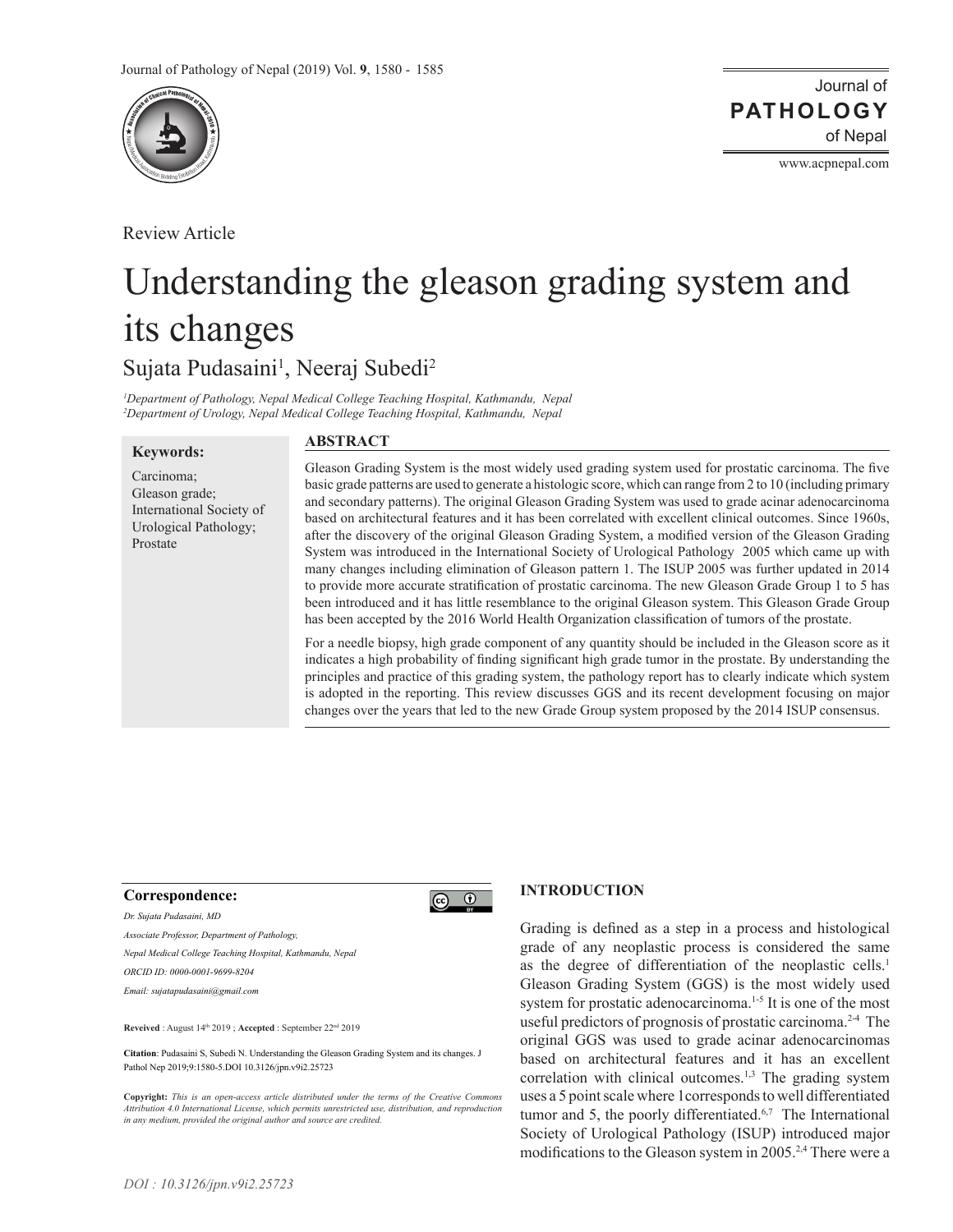Review Article

# Understanding the gleason grading system and its changes

Sujata Pudasaini[1], Neeraj Subedi[2]

*[1]Department of Pathology, Nepal Medical College Teaching Hospital, Kathmandu, Nepal*
*[2]Department of Urology, Nepal Medical College Teaching Hospital, Kathmandu, Nepal*

**Keywords:**

Carcinoma;
Gleason grade;
International Society of Urological Pathology;
Prostate

## ABSTRACT

Gleason Grading System is the most widely used grading system used for prostatic carcinoma. The five basic grade patterns are used to generate a histologic score, which can range from 2 to 10 (including primary and secondary patterns). The original Gleason Grading System was used to grade acinar adenocarcinoma based on architectural features and it has been correlated with excellent clinical outcomes. Since 1960s, after the discovery of the original Gleason Grading System, a modified version of the Gleason Grading System was introduced in the International Society of Urological Pathology 2005 which came up with many changes including elimination of Gleason pattern 1. The ISUP 2005 was further updated in 2014 to provide more accurate stratification of prostatic carcinoma. The new Gleason Grade Group 1 to 5 has been introduced and it has little resemblance to the original Gleason system. This Gleason Grade Group has been accepted by the 2016 World Health Organization classification of tumors of the prostate.

For a needle biopsy, high grade component of any quantity should be included in the Gleason score as it indicates a high probability of finding significant high grade tumor in the prostate. By understanding the principles and practice of this grading system, the pathology report has to clearly indicate which system is adopted in the reporting. This review discusses GGS and its recent development focusing on major changes over the years that led to the new Grade Group system proposed by the 2014 ISUP consensus.

**Correspondence:**

*Dr. Sujata Pudasaini, MD*

*Associate Professor, Department of Pathology,*

*Nepal Medical College Teaching Hospital, Kathmandu, Nepal*

*ORCID ID: 0000-0001-9699-8204*

*Email: sujatapudasaini@gmail.com*

**Reveived** : August 14th 2019 ; **Accepted** : September 22nd 2019

**Citation**: Pudasaini S, Subedi N. Understanding the Gleason Grading System and its changes. J Pathol Nep 2019;9:1580-5.DOI 10.3126/jpn.v9i2.25723

**Copyright:** *This is an open-access article distributed under the terms of the Creative Commons Attribution 4.0 International License, which permits unrestricted use, distribution, and reproduction in any medium, provided the original author and source are credited.*

## INTRODUCTION

Grading is defined as a step in a process and histological grade of any neoplastic process is considered the same as the degree of differentiation of the neoplastic cells.[1] Gleason Grading System (GGS) is the most widely used system for prostatic adenocarcinoma.[1-5] It is one of the most useful predictors of prognosis of prostatic carcinoma.[2-4] The original GGS was used to grade acinar adenocarcinomas based on architectural features and it has an excellent correlation with clinical outcomes.[1,3] The grading system uses a 5 point scale where 1corresponds to well differentiated tumor and 5, the poorly differentiated.[6,7] The International Society of Urological Pathology (ISUP) introduced major modifications to the Gleason system in 2005.[2,4] There were a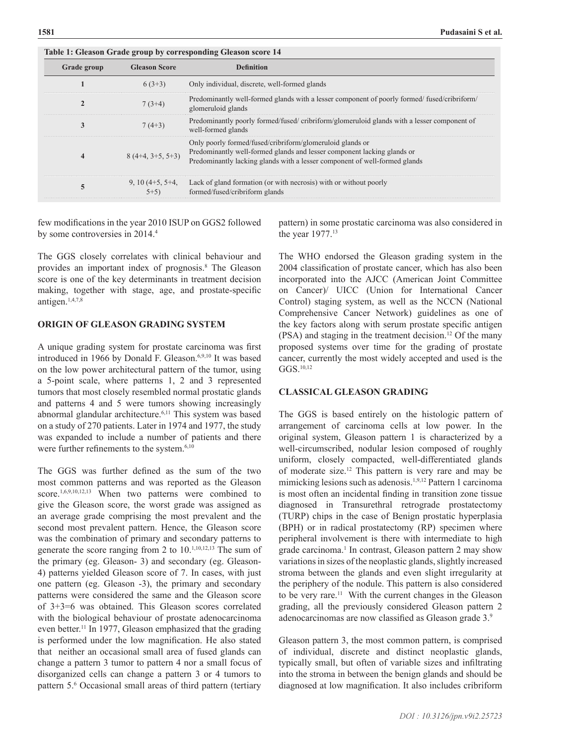**Table 1: Gleason Grade group by corresponding Gleason score 14**

| Grade group | Gleason Score | Definition |
|---|---|---|
| 1 | 6 (3+3) | Only individual, discrete, well-formed glands |
| 2 | 7 (3+4) | Predominantly well-formed glands with a lesser component of poorly formed/ fused/cribriform/ glomeruloid glands |
| 3 | 7 (4+3) | Predominantly poorly formed/fused/ cribriform/glomeruloid glands with a lesser component of well-formed glands |
| 4 | 8 (4+4, 3+5, 5+3) | Only poorly formed/fused/cribriform/glomeruloid glands or Predominantly well-formed glands and lesser component lacking glands or Predominantly lacking glands with a lesser component of well-formed glands |
| 5 | 9, 10 (4+5, 5+4, 5+5) | Lack of gland formation (or with necrosis) with or without poorly formed/fused/cribriform glands |

few modifications in the year 2010 ISUP on GGS2 followed by some controversies in 2014.[4]

The GGS closely correlates with clinical behaviour and provides an important index of prognosis.[8] The Gleason score is one of the key determinants in treatment decision making, together with stage, age, and prostate-specific antigen.[1,4,7,8]

## ORIGIN OF GLEASON GRADING SYSTEM

A unique grading system for prostate carcinoma was first introduced in 1966 by Donald F. Gleason.[6,9,10] It was based on the low power architectural pattern of the tumor, using a 5-point scale, where patterns 1, 2 and 3 represented tumors that most closely resembled normal prostatic glands and patterns 4 and 5 were tumors showing increasingly abnormal glandular architecture.[6,11] This system was based on a study of 270 patients. Later in 1974 and 1977, the study was expanded to include a number of patients and there were further refinements to the system.[6,10]

The GGS was further defined as the sum of the two most common patterns and was reported as the Gleason score.[1,6,9,10,12,13] When two patterns were combined to give the Gleason score, the worst grade was assigned as an average grade comprising the most prevalent and the second most prevalent pattern. Hence, the Gleason score was the combination of primary and secondary patterns to generate the score ranging from 2 to 10.[1,10,12,13] The sum of the primary (eg. Gleason- 3) and secondary (eg. Gleason-4) patterns yielded Gleason score of 7. In cases, with just one pattern (eg. Gleason -3), the primary and secondary patterns were considered the same and the Gleason score of 3+3=6 was obtained. This Gleason scores correlated with the biological behaviour of prostate adenocarcinoma even better.[11] In 1977, Gleason emphasized that the grading is performed under the low magnification. He also stated that neither an occasional small area of fused glands can change a pattern 3 tumor to pattern 4 nor a small focus of disorganized cells can change a pattern 3 or 4 tumors to pattern 5.[6] Occasional small areas of third pattern (tertiary pattern) in some prostatic carcinoma was also considered in the year 1977.[13]

The WHO endorsed the Gleason grading system in the 2004 classification of prostate cancer, which has also been incorporated into the AJCC (American Joint Committee on Cancer)/ UICC (Union for International Cancer Control) staging system, as well as the NCCN (National Comprehensive Cancer Network) guidelines as one of the key factors along with serum prostate specific antigen (PSA) and staging in the treatment decision.[12] Of the many proposed systems over time for the grading of prostate cancer, currently the most widely accepted and used is the GGS.[10,12]

## CLASSICAL GLEASON GRADING

The GGS is based entirely on the histologic pattern of arrangement of carcinoma cells at low power. In the original system, Gleason pattern 1 is characterized by a well-circumscribed, nodular lesion composed of roughly uniform, closely compacted, well-differentiated glands of moderate size.[12] This pattern is very rare and may be mimicking lesions such as adenosis.[1,9,12] Pattern 1 carcinoma is most often an incidental finding in transition zone tissue diagnosed in Transurethral retrograde prostatectomy (TURP) chips in the case of Benign prostatic hyperplasia (BPH) or in radical prostatectomy (RP) specimen where peripheral involvement is there with intermediate to high grade carcinoma.[1] In contrast, Gleason pattern 2 may show variations in sizes of the neoplastic glands, slightly increased stroma between the glands and even slight irregularity at the periphery of the nodule. This pattern is also considered to be very rare.[11] With the current changes in the Gleason grading, all the previously considered Gleason pattern 2 adenocarcinomas are now classified as Gleason grade 3.[9]

Gleason pattern 3, the most common pattern, is comprised of individual, discrete and distinct neoplastic glands, typically small, but often of variable sizes and infiltrating into the stroma in between the benign glands and should be diagnosed at low magnification. It also includes cribriform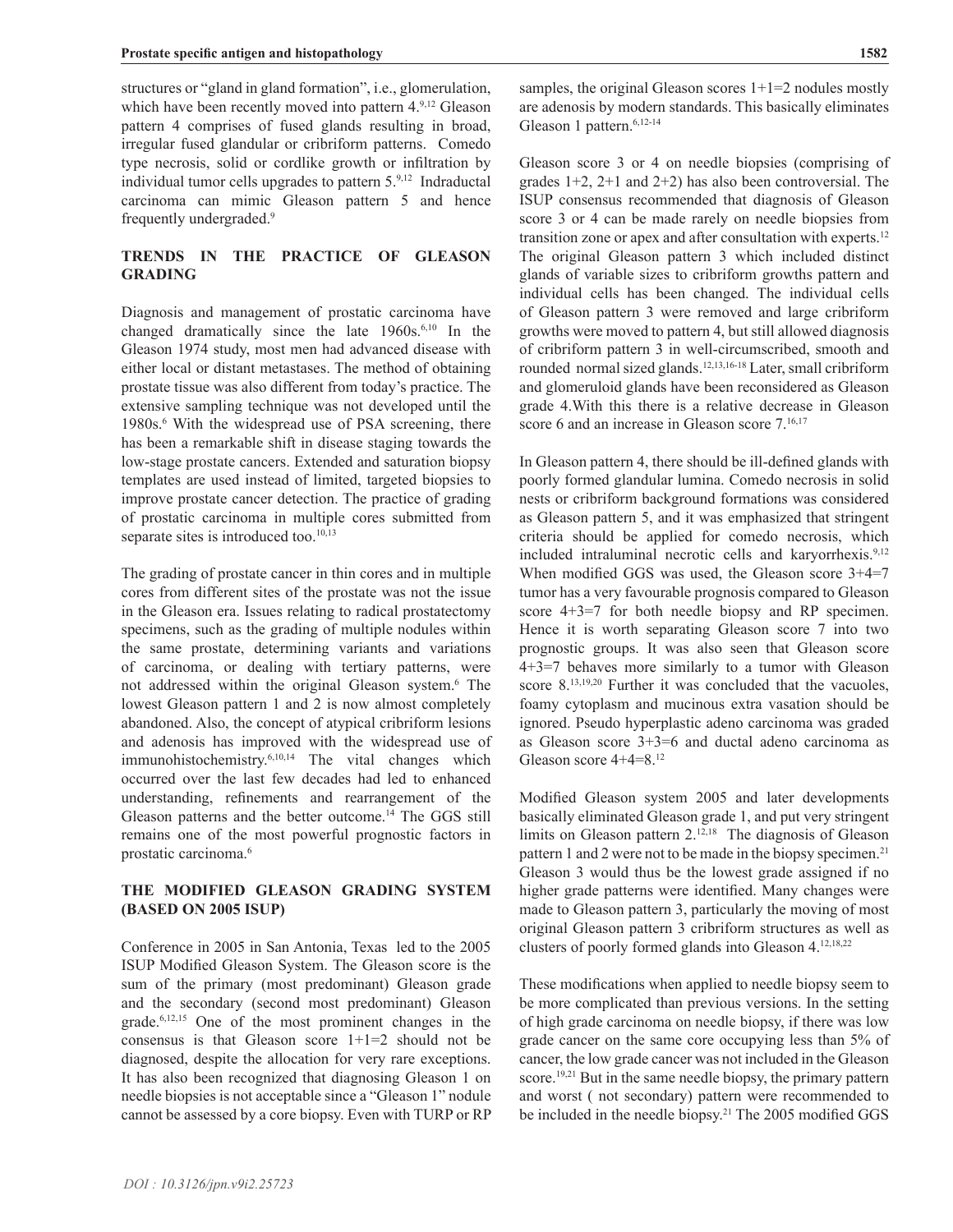structures or "gland in gland formation", i.e., glomerulation, which have been recently moved into pattern 4.[9,12] Gleason pattern 4 comprises of fused glands resulting in broad, irregular fused glandular or cribriform patterns. Comedo type necrosis, solid or cordlike growth or infiltration by individual tumor cells upgrades to pattern 5.[9,12] Indraductal carcinoma can mimic Gleason pattern 5 and hence frequently undergraded.[9]

## TRENDS IN THE PRACTICE OF GLEASON GRADING

Diagnosis and management of prostatic carcinoma have changed dramatically since the late 1960s.[6,10] In the Gleason 1974 study, most men had advanced disease with either local or distant metastases. The method of obtaining prostate tissue was also different from today's practice. The extensive sampling technique was not developed until the 1980s.[6] With the widespread use of PSA screening, there has been a remarkable shift in disease staging towards the low-stage prostate cancers. Extended and saturation biopsy templates are used instead of limited, targeted biopsies to improve prostate cancer detection. The practice of grading of prostatic carcinoma in multiple cores submitted from separate sites is introduced too.[10,13]

The grading of prostate cancer in thin cores and in multiple cores from different sites of the prostate was not the issue in the Gleason era. Issues relating to radical prostatectomy specimens, such as the grading of multiple nodules within the same prostate, determining variants and variations of carcinoma, or dealing with tertiary patterns, were not addressed within the original Gleason system.[6] The lowest Gleason pattern 1 and 2 is now almost completely abandoned. Also, the concept of atypical cribriform lesions and adenosis has improved with the widespread use of immunohistochemistry.[6,10,14] The vital changes which occurred over the last few decades had led to enhanced understanding, refinements and rearrangement of the Gleason patterns and the better outcome.[14] The GGS still remains one of the most powerful prognostic factors in prostatic carcinoma.[6]

## THE MODIFIED GLEASON GRADING SYSTEM (BASED ON 2005 ISUP)

Conference in 2005 in San Antonia, Texas led to the 2005 ISUP Modified Gleason System. The Gleason score is the sum of the primary (most predominant) Gleason grade and the secondary (second most predominant) Gleason grade.[6,12,15] One of the most prominent changes in the consensus is that Gleason score 1+1=2 should not be diagnosed, despite the allocation for very rare exceptions. It has also been recognized that diagnosing Gleason 1 on needle biopsies is not acceptable since a "Gleason 1" nodule cannot be assessed by a core biopsy. Even with TURP or RP samples, the original Gleason scores 1+1=2 nodules mostly are adenosis by modern standards. This basically eliminates Gleason 1 pattern.[6,12-14]

Gleason score 3 or 4 on needle biopsies (comprising of grades 1+2, 2+1 and 2+2) has also been controversial. The ISUP consensus recommended that diagnosis of Gleason score 3 or 4 can be made rarely on needle biopsies from transition zone or apex and after consultation with experts.[12] The original Gleason pattern 3 which included distinct glands of variable sizes to cribriform growths pattern and individual cells has been changed. The individual cells of Gleason pattern 3 were removed and large cribriform growths were moved to pattern 4, but still allowed diagnosis of cribriform pattern 3 in well-circumscribed, smooth and rounded normal sized glands.[12,13,16-18] Later, small cribriform and glomeruloid glands have been reconsidered as Gleason grade 4.With this there is a relative decrease in Gleason score 6 and an increase in Gleason score 7.[16,17]

In Gleason pattern 4, there should be ill-defined glands with poorly formed glandular lumina. Comedo necrosis in solid nests or cribriform background formations was considered as Gleason pattern 5, and it was emphasized that stringent criteria should be applied for comedo necrosis, which included intraluminal necrotic cells and karyorrhexis.[9,12] When modified GGS was used, the Gleason score 3+4=7 tumor has a very favourable prognosis compared to Gleason score 4+3=7 for both needle biopsy and RP specimen. Hence it is worth separating Gleason score 7 into two prognostic groups. It was also seen that Gleason score 4+3=7 behaves more similarly to a tumor with Gleason score 8.[13,19,20] Further it was concluded that the vacuoles, foamy cytoplasm and mucinous extra vasation should be ignored. Pseudo hyperplastic adeno carcinoma was graded as Gleason score 3+3=6 and ductal adeno carcinoma as Gleason score 4+4=8.[12]

Modified Gleason system 2005 and later developments basically eliminated Gleason grade 1, and put very stringent limits on Gleason pattern 2.[12,18] The diagnosis of Gleason pattern 1 and 2 were not to be made in the biopsy specimen.[21] Gleason 3 would thus be the lowest grade assigned if no higher grade patterns were identified. Many changes were made to Gleason pattern 3, particularly the moving of most original Gleason pattern 3 cribriform structures as well as clusters of poorly formed glands into Gleason 4.[12,18,22]

These modifications when applied to needle biopsy seem to be more complicated than previous versions. In the setting of high grade carcinoma on needle biopsy, if there was low grade cancer on the same core occupying less than 5% of cancer, the low grade cancer was not included in the Gleason score.[19,21] But in the same needle biopsy, the primary pattern and worst ( not secondary) pattern were recommended to be included in the needle biopsy.[21] The 2005 modified GGS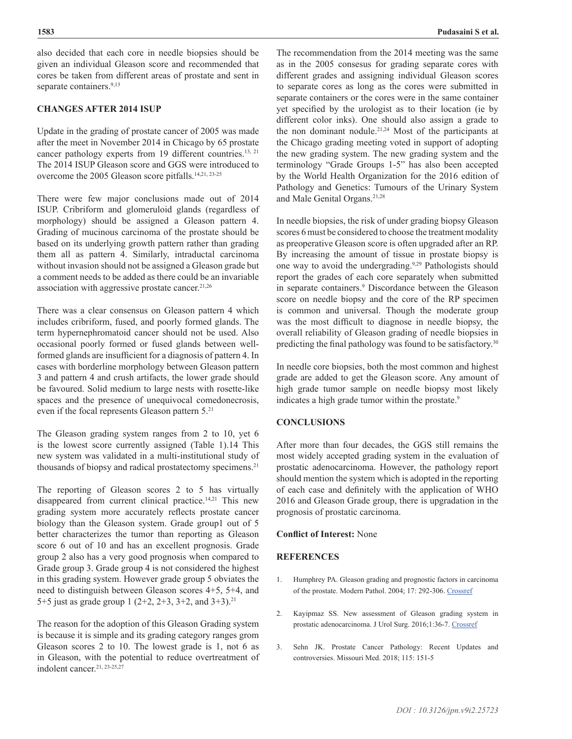also decided that each core in needle biopsies should be given an individual Gleason score and recommended that cores be taken from different areas of prostate and sent in separate containers.[9,13]

## CHANGES AFTER 2014 ISUP

Update in the grading of prostate cancer of 2005 was made after the meet in November 2014 in Chicago by 65 prostate cancer pathology experts from 19 different countries.[13, 21] The 2014 ISUP Gleason score and GGS were introduced to overcome the 2005 Gleason score pitfalls.[14,21, 23-25]

There were few major conclusions made out of 2014 ISUP. Cribriform and glomeruloid glands (regardless of morphology) should be assigned a Gleason pattern 4. Grading of mucinous carcinoma of the prostate should be based on its underlying growth pattern rather than grading them all as pattern 4. Similarly, intraductal carcinoma without invasion should not be assigned a Gleason grade but a comment needs to be added as there could be an invariable association with aggressive prostate cancer.[21,26]

There was a clear consensus on Gleason pattern 4 which includes cribriform, fused, and poorly formed glands. The term hypernephromatoid cancer should not be used. Also occasional poorly formed or fused glands between well-formed glands are insufficient for a diagnosis of pattern 4. In cases with borderline morphology between Gleason pattern 3 and pattern 4 and crush artifacts, the lower grade should be favoured. Solid medium to large nests with rosette-like spaces and the presence of unequivocal comedonecrosis, even if the focal represents Gleason pattern 5.[21]

The Gleason grading system ranges from 2 to 10, yet 6 is the lowest score currently assigned (Table 1).14 This new system was validated in a multi-institutional study of thousands of biopsy and radical prostatectomy specimens.[21]

The reporting of Gleason scores 2 to 5 has virtually disappeared from current clinical practice.[14,21] This new grading system more accurately reflects prostate cancer biology than the Gleason system. Grade group1 out of 5 better characterizes the tumor than reporting as Gleason score 6 out of 10 and has an excellent prognosis. Grade group 2 also has a very good prognosis when compared to Grade group 3. Grade group 4 is not considered the highest in this grading system. However grade group 5 obviates the need to distinguish between Gleason scores 4+5, 5+4, and 5+5 just as grade group 1 (2+2, 2+3, 3+2, and 3+3).[21]

The reason for the adoption of this Gleason Grading system is because it is simple and its grading category ranges grom Gleason scores 2 to 10. The lowest grade is 1, not 6 as in Gleason, with the potential to reduce overtreatment of indolent cancer.[21, 23-25,27]

The recommendation from the 2014 meeting was the same as in the 2005 consesus for grading separate cores with different grades and assigning individual Gleason scores to separate cores as long as the cores were submitted in separate containers or the cores were in the same container yet specified by the urologist as to their location (ie by different color inks). One should also assign a grade to the non dominant nodule.[21,24] Most of the participants at the Chicago grading meeting voted in support of adopting the new grading system. The new grading system and the terminology "Grade Groups 1-5" has also been accepted by the World Health Organization for the 2016 edition of Pathology and Genetics: Tumours of the Urinary System and Male Genital Organs.[21,28]

In needle biopsies, the risk of under grading biopsy Gleason scores 6 must be considered to choose the treatment modality as preoperative Gleason score is often upgraded after an RP. By increasing the amount of tissue in prostate biopsy is one way to avoid the undergrading.[9,29] Pathologists should report the grades of each core separately when submitted in separate containers.[9] Discordance between the Gleason score on needle biopsy and the core of the RP specimen is common and universal. Though the moderate group was the most difficult to diagnose in needle biopsy, the overall reliability of Gleason grading of needle biopsies in predicting the final pathology was found to be satisfactory.[30]

In needle core biopsies, both the most common and highest grade are added to get the Gleason score. Any amount of high grade tumor sample on needle biopsy most likely indicates a high grade tumor within the prostate.[9]

## CONCLUSIONS

After more than four decades, the GGS still remains the most widely accepted grading system in the evaluation of prostatic adenocarcinoma. However, the pathology report should mention the system which is adopted in the reporting of each case and definitely with the application of WHO 2016 and Gleason Grade group, there is upgradation in the prognosis of prostatic carcinoma.

**Conflict of Interest:** None

## REFERENCES

1. Humphrey PA. Gleason grading and prognostic factors in carcinoma of the prostate. Modern Pathol. 2004; 17: 292-306. Crossref
2. Kayipmaz SS. New assessment of Gleason grading system in prostatic adenocarcinoma. J Urol Surg. 2016;1:36-7. Crossref
3. Sehn JK. Prostate Cancer Pathology: Recent Updates and controversies. Missouri Med. 2018; 115: 151-5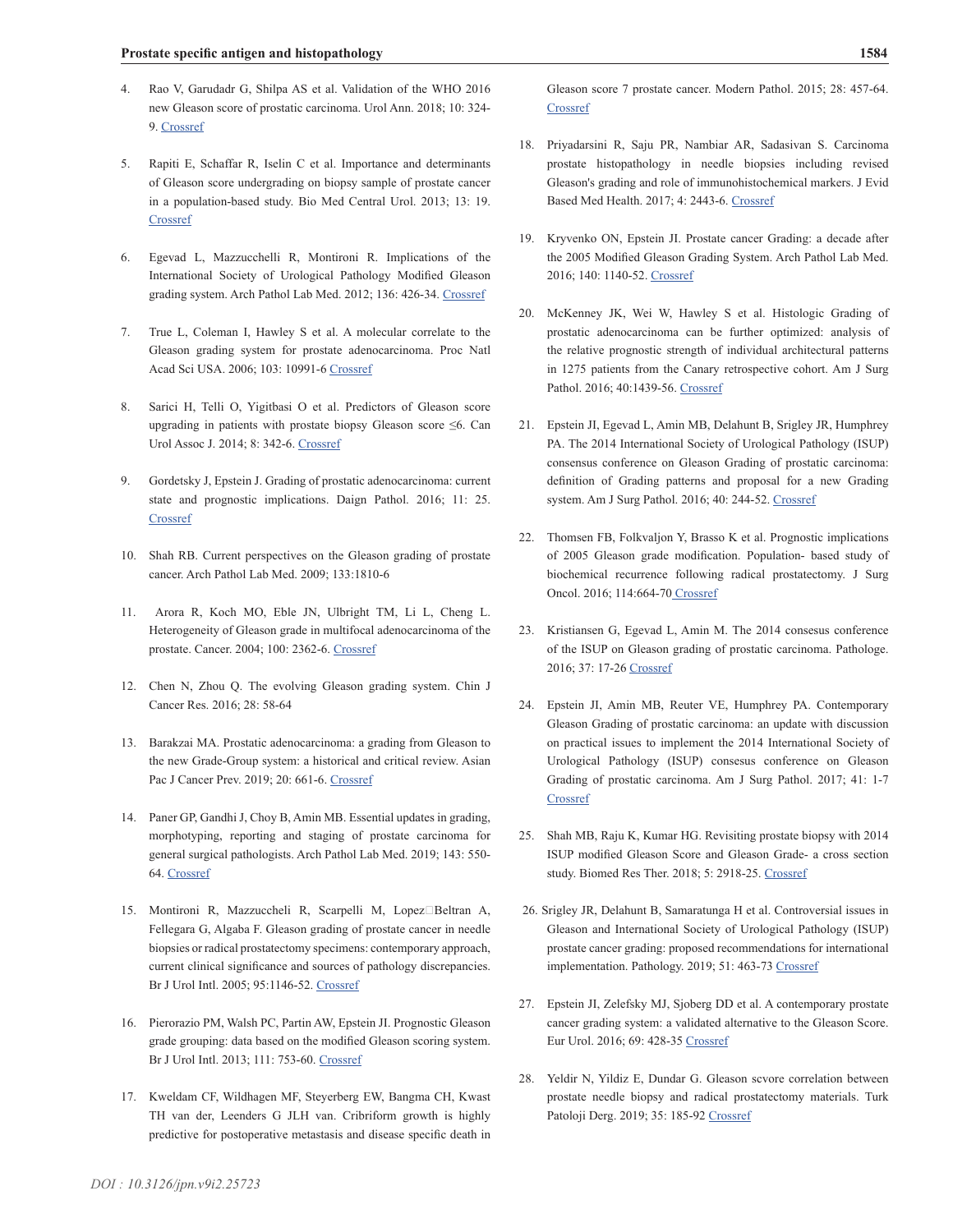4. Rao V, Garudadr G, Shilpa AS et al. Validation of the WHO 2016 new Gleason score of prostatic carcinoma. Urol Ann. 2018; 10: 324-9. Crossref

5. Rapiti E, Schaffar R, Iselin C et al. Importance and determinants of Gleason score undergrading on biopsy sample of prostate cancer in a population-based study. Bio Med Central Urol. 2013; 13: 19. Crossref

6. Egevad L, Mazzucchelli R, Montironi R. Implications of the International Society of Urological Pathology Modified Gleason grading system. Arch Pathol Lab Med. 2012; 136: 426-34. Crossref

7. True L, Coleman I, Hawley S et al. A molecular correlate to the Gleason grading system for prostate adenocarcinoma. Proc Natl Acad Sci USA. 2006; 103: 10991-6 Crossref

8. Sarici H, Telli O, Yigitbasi O et al. Predictors of Gleason score upgrading in patients with prostate biopsy Gleason score ≤6. Can Urol Assoc J. 2014; 8: 342-6. Crossref

9. Gordetsky J, Epstein J. Grading of prostatic adenocarcinoma: current state and prognostic implications. Daign Pathol. 2016; 11: 25. Crossref

10. Shah RB. Current perspectives on the Gleason grading of prostate cancer. Arch Pathol Lab Med. 2009; 133:1810-6

11. Arora R, Koch MO, Eble JN, Ulbright TM, Li L, Cheng L. Heterogeneity of Gleason grade in multifocal adenocarcinoma of the prostate. Cancer. 2004; 100: 2362-6. Crossref

12. Chen N, Zhou Q. The evolving Gleason grading system. Chin J Cancer Res. 2016; 28: 58-64

13. Barakzai MA. Prostatic adenocarcinoma: a grading from Gleason to the new Grade-Group system: a historical and critical review. Asian Pac J Cancer Prev. 2019; 20: 661-6. Crossref

14. Paner GP, Gandhi J, Choy B, Amin MB. Essential updates in grading, morphotyping, reporting and staging of prostate carcinoma for general surgical pathologists. Arch Pathol Lab Med. 2019; 143: 550-64. Crossref

15. Montironi R, Mazzuccheli R, Scarpelli M, Lopez□Beltran A, Fellegara G, Algaba F. Gleason grading of prostate cancer in needle biopsies or radical prostatectomy specimens: contemporary approach, current clinical significance and sources of pathology discrepancies. Br J Urol Intl. 2005; 95:1146-52. Crossref

16. Pierorazio PM, Walsh PC, Partin AW, Epstein JI. Prognostic Gleason grade grouping: data based on the modified Gleason scoring system. Br J Urol Intl. 2013; 111: 753-60. Crossref

17. Kweldam CF, Wildhagen MF, Steyerberg EW, Bangma CH, Kwast TH van der, Leenders G JLH van. Cribriform growth is highly predictive for postoperative metastasis and disease specific death in Gleason score 7 prostate cancer. Modern Pathol. 2015; 28: 457-64. Crossref

18. Priyadarsini R, Saju PR, Nambiar AR, Sadasivan S. Carcinoma prostate histopathology in needle biopsies including revised Gleason's grading and role of immunohistochemical markers. J Evid Based Med Health. 2017; 4: 2443-6. Crossref

19. Kryvenko ON, Epstein JI. Prostate cancer Grading: a decade after the 2005 Modified Gleason Grading System. Arch Pathol Lab Med. 2016; 140: 1140-52. Crossref

20. McKenney JK, Wei W, Hawley S et al. Histologic Grading of prostatic adenocarcinoma can be further optimized: analysis of the relative prognostic strength of individual architectural patterns in 1275 patients from the Canary retrospective cohort. Am J Surg Pathol. 2016; 40:1439-56. Crossref

21. Epstein JI, Egevad L, Amin MB, Delahunt B, Srigley JR, Humphrey PA. The 2014 International Society of Urological Pathology (ISUP) consensus conference on Gleason Grading of prostatic carcinoma: definition of Grading patterns and proposal for a new Grading system. Am J Surg Pathol. 2016; 40: 244-52. Crossref

22. Thomsen FB, Folkvaljon Y, Brasso K et al. Prognostic implications of 2005 Gleason grade modification. Population- based study of biochemical recurrence following radical prostatectomy. J Surg Oncol. 2016; 114:664-70 Crossref

23. Kristiansen G, Egevad L, Amin M. The 2014 consesus conference of the ISUP on Gleason grading of prostatic carcinoma. Pathologe. 2016; 37: 17-26 Crossref

24. Epstein JI, Amin MB, Reuter VE, Humphrey PA. Contemporary Gleason Grading of prostatic carcinoma: an update with discussion on practical issues to implement the 2014 International Society of Urological Pathology (ISUP) consesus conference on Gleason Grading of prostatic carcinoma. Am J Surg Pathol. 2017; 41: 1-7 Crossref

25. Shah MB, Raju K, Kumar HG. Revisiting prostate biopsy with 2014 ISUP modified Gleason Score and Gleason Grade- a cross section study. Biomed Res Ther. 2018; 5: 2918-25. Crossref

26. Srigley JR, Delahunt B, Samaratunga H et al. Controversial issues in Gleason and International Society of Urological Pathology (ISUP) prostate cancer grading: proposed recommendations for international implementation. Pathology. 2019; 51: 463-73 Crossref

27. Epstein JI, Zelefsky MJ, Sjoberg DD et al. A contemporary prostate cancer grading system: a validated alternative to the Gleason Score. Eur Urol. 2016; 69: 428-35 Crossref

28. Yeldir N, Yildiz E, Dundar G. Gleason scvore correlation between prostate needle biopsy and radical prostatectomy materials. Turk Patoloji Derg. 2019; 35: 185-92 Crossref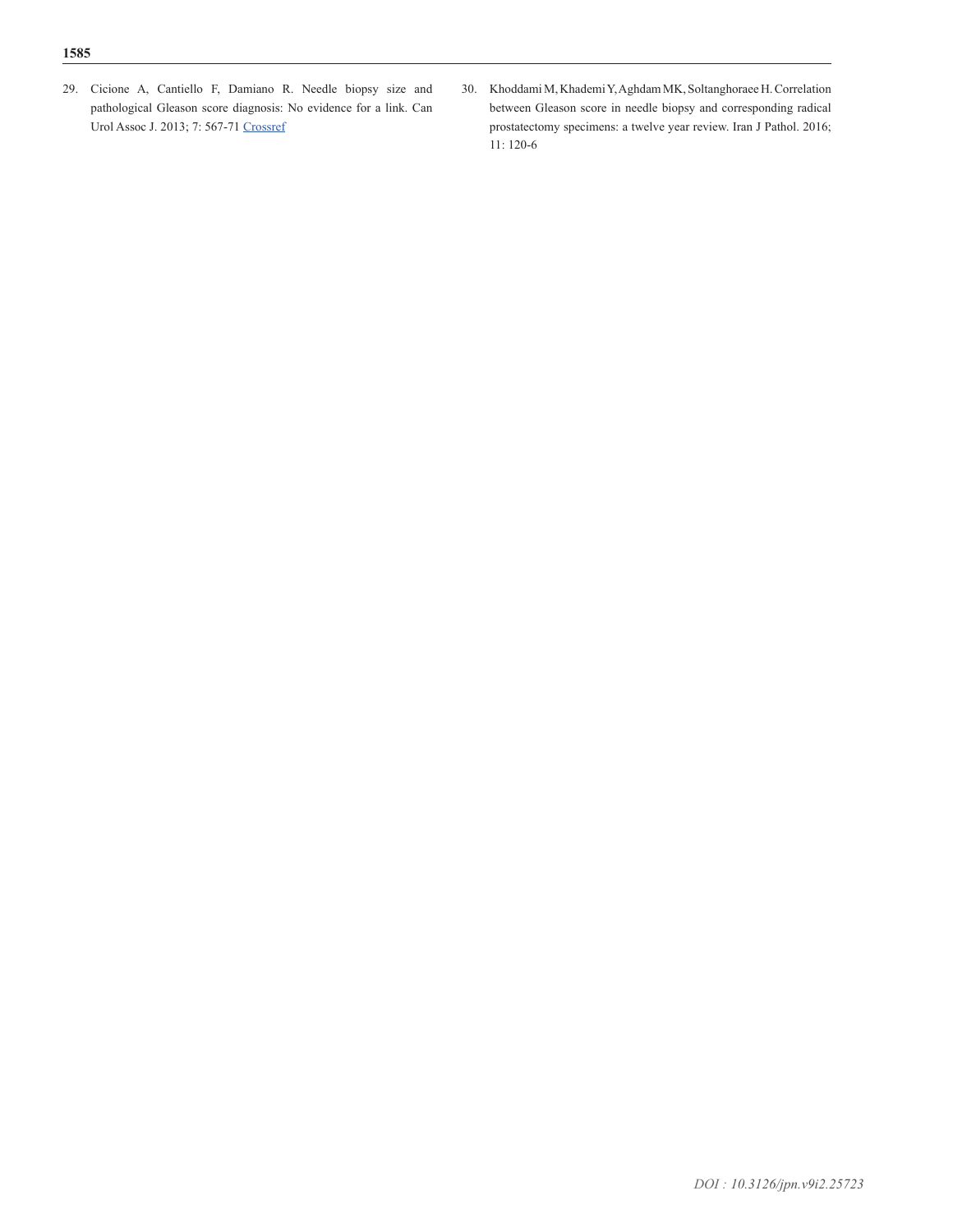29. Cicione A, Cantiello F, Damiano R. Needle biopsy size and pathological Gleason score diagnosis: No evidence for a link. Can Urol Assoc J. 2013; 7: 567-71 Crossref

30. Khoddami M, Khademi Y, Aghdam MK, Soltanghoraee H. Correlation between Gleason score in needle biopsy and corresponding radical prostatectomy specimens: a twelve year review. Iran J Pathol. 2016; 11: 120-6